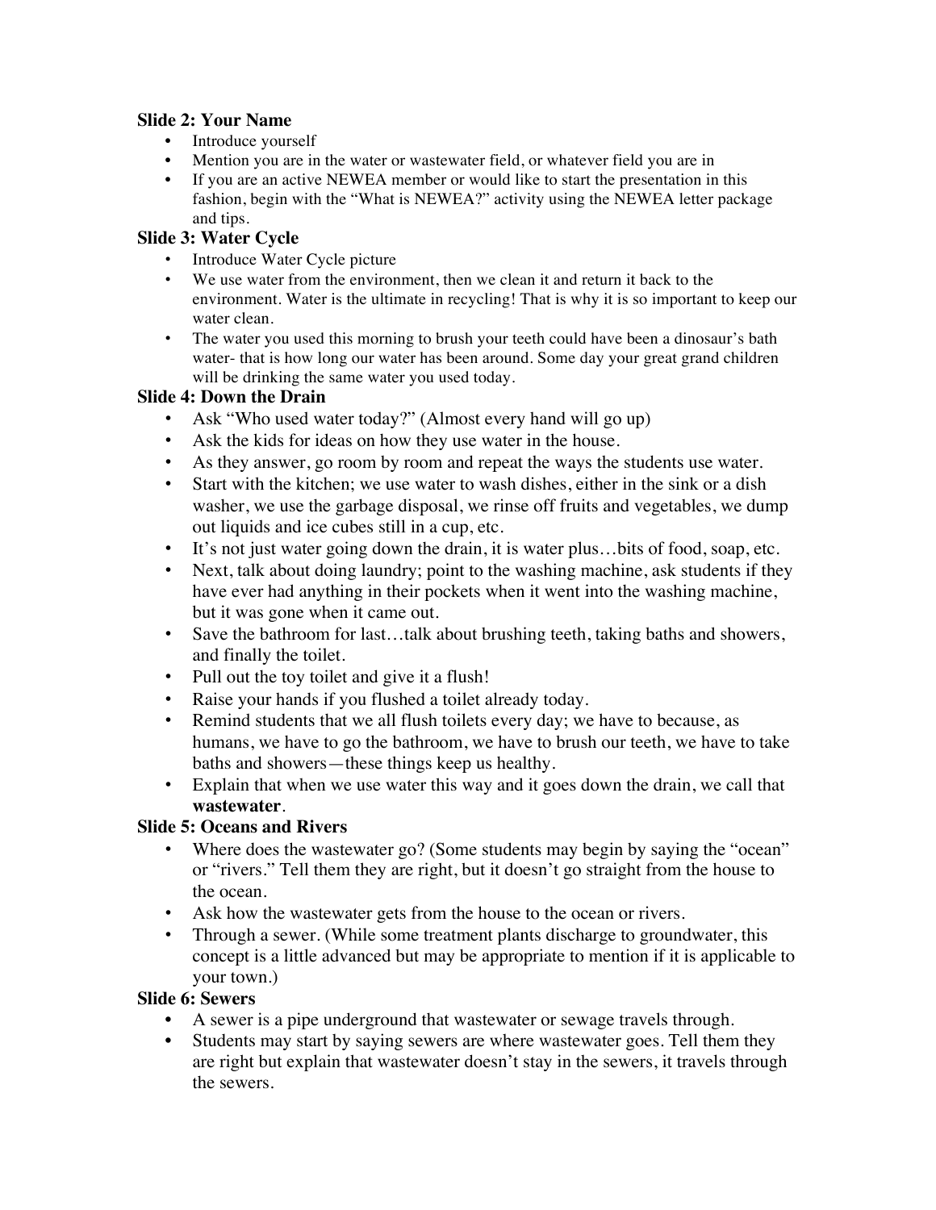### Slide 2: Your Name

- Introduce yourself
- Mention you are in the water or wastewater field, or whatever field you are in
- If you are an active NEWEA member or would like to start the presentation in this fashion, begin with the "What is NEWEA?" activity using the NEWEA letter package and tips.

### Slide 3: Water Cycle

- Introduce Water Cycle picture
- We use water from the environment, then we clean it and return it back to the environment. Water is the ultimate in recycling! That is why it is so important to keep our water clean.
- The water you used this morning to brush your teeth could have been a dinosaur's bath water- that is how long our water has been around. Some day your great grand children will be drinking the same water you used today.

### Slide 4: Down the Drain

- Ask "Who used water today?" (Almost every hand will go up)
- Ask the kids for ideas on how they use water in the house.
- As they answer, go room by room and repeat the ways the students use water.
- Start with the kitchen; we use water to wash dishes, either in the sink or a dish washer, we use the garbage disposal, we rinse off fruits and vegetables, we dump out liquids and ice cubes still in a cup, etc.
- It's not just water going down the drain, it is water plus…bits of food, soap, etc.
- Next, talk about doing laundry; point to the washing machine, ask students if they have ever had anything in their pockets when it went into the washing machine, but it was gone when it came out.
- Save the bathroom for last…talk about brushing teeth, taking baths and showers, and finally the toilet.
- Pull out the toy toilet and give it a flush!
- Raise your hands if you flushed a toilet already today.
- Remind students that we all flush toilets every day; we have to because, as humans, we have to go the bathroom, we have to brush our teeth, we have to take baths and showers—these things keep us healthy.
- Explain that when we use water this way and it goes down the drain, we call that **wastewater**.

### Slide 5: Oceans and Rivers

- Where does the wastewater go? (Some students may begin by saying the "ocean" or "rivers." Tell them they are right, but it doesn't go straight from the house to the ocean.
- Ask how the wastewater gets from the house to the ocean or rivers.
- Through a sewer. (While some treatment plants discharge to groundwater, this concept is a little advanced but may be appropriate to mention if it is applicable to your town.)

### Slide 6: Sewers

- A sewer is a pipe underground that wastewater or sewage travels through.
- Students may start by saying sewers are where wastewater goes. Tell them they are right but explain that wastewater doesn't stay in the sewers, it travels through the sewers.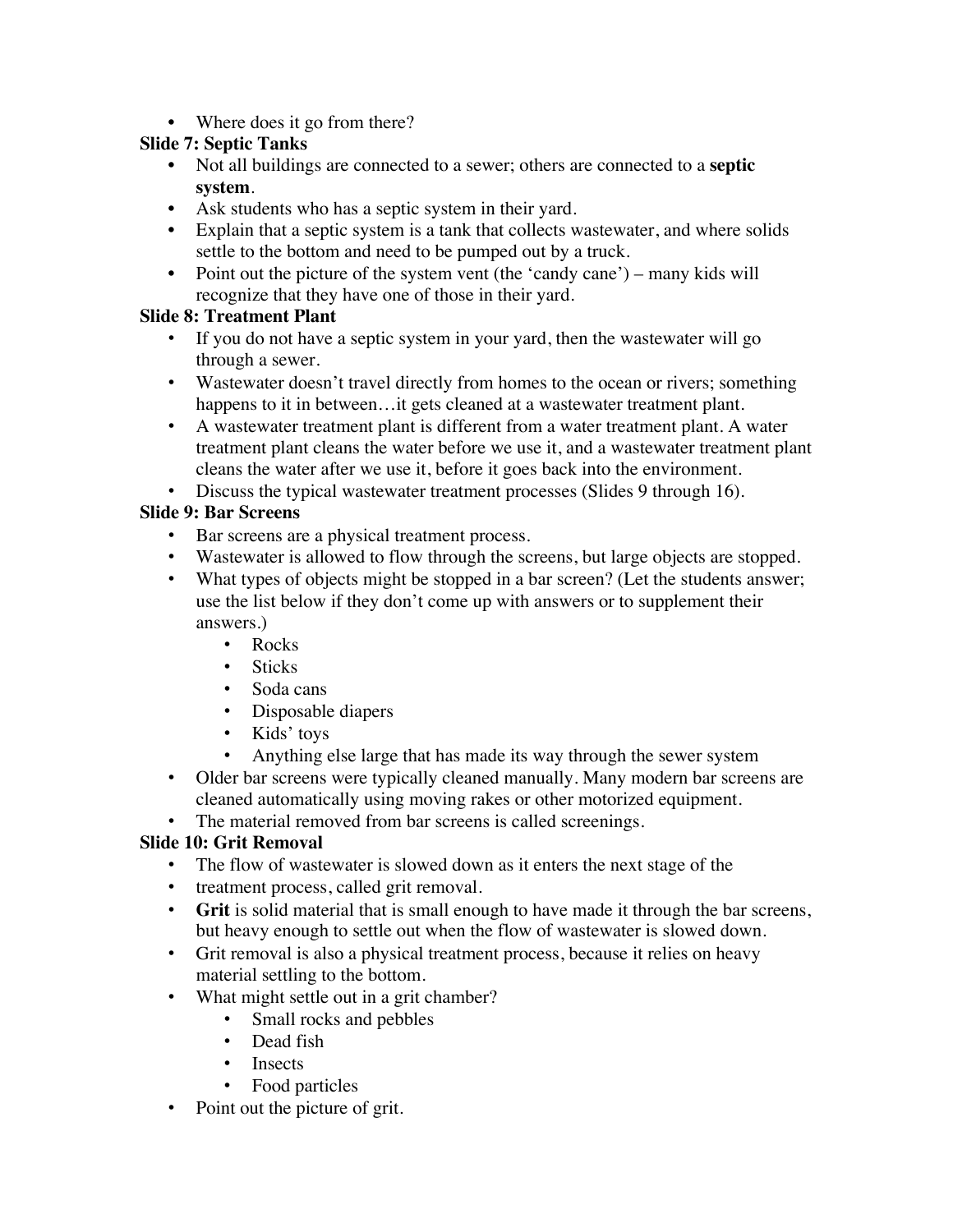- Where does it go from there?

**Slide 7: Septic Tanks**

- Not all buildings are connected to a sewer; others are connected to a **septic system**.
- Ask students who has a septic system in their yard.
- Explain that a septic system is a tank that collects wastewater, and where solids settle to the bottom and need to be pumped out by a truck.
- Point out the picture of the system vent (the 'candy cane') – many kids will recognize that they have one of those in their yard.

**Slide 8: Treatment Plant**

- If you do not have a septic system in your yard, then the wastewater will go through a sewer.
- Wastewater doesn't travel directly from homes to the ocean or rivers; something happens to it in between…it gets cleaned at a wastewater treatment plant.
- A wastewater treatment plant is different from a water treatment plant. A water treatment plant cleans the water before we use it, and a wastewater treatment plant cleans the water after we use it, before it goes back into the environment.
- Discuss the typical wastewater treatment processes (Slides 9 through 16).

**Slide 9: Bar Screens**

- Bar screens are a physical treatment process.
- Wastewater is allowed to flow through the screens, but large objects are stopped.
- What types of objects might be stopped in a bar screen? (Let the students answer; use the list below if they don't come up with answers or to supplement their answers.)
    - Rocks
    - Sticks
    - Soda cans
    - Disposable diapers
    - Kids' toys
    - Anything else large that has made its way through the sewer system
- Older bar screens were typically cleaned manually. Many modern bar screens are cleaned automatically using moving rakes or other motorized equipment.
- The material removed from bar screens is called screenings.

**Slide 10: Grit Removal**

- The flow of wastewater is slowed down as it enters the next stage of the
- treatment process, called grit removal.
- **Grit** is solid material that is small enough to have made it through the bar screens, but heavy enough to settle out when the flow of wastewater is slowed down.
- Grit removal is also a physical treatment process, because it relies on heavy material settling to the bottom.
- What might settle out in a grit chamber?
    - Small rocks and pebbles
    - Dead fish
    - Insects
    - Food particles
- Point out the picture of grit.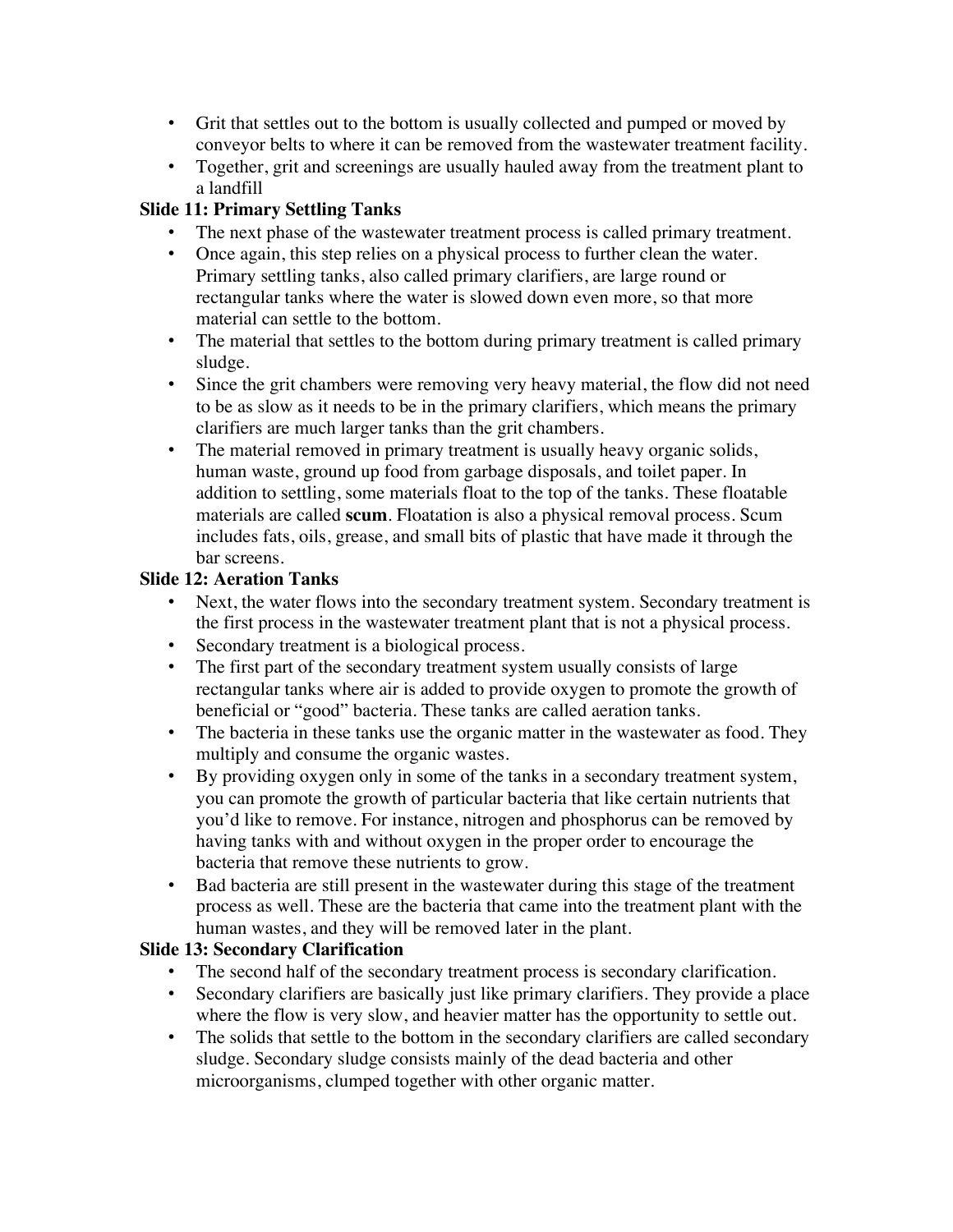- Grit that settles out to the bottom is usually collected and pumped or moved by conveyor belts to where it can be removed from the wastewater treatment facility.
- Together, grit and screenings are usually hauled away from the treatment plant to a landfill

**Slide 11: Primary Settling Tanks**

- The next phase of the wastewater treatment process is called primary treatment.
- Once again, this step relies on a physical process to further clean the water. Primary settling tanks, also called primary clarifiers, are large round or rectangular tanks where the water is slowed down even more, so that more material can settle to the bottom.
- The material that settles to the bottom during primary treatment is called primary sludge.
- Since the grit chambers were removing very heavy material, the flow did not need to be as slow as it needs to be in the primary clarifiers, which means the primary clarifiers are much larger tanks than the grit chambers.
- The material removed in primary treatment is usually heavy organic solids, human waste, ground up food from garbage disposals, and toilet paper. In addition to settling, some materials float to the top of the tanks. These floatable materials are called **scum**. Floatation is also a physical removal process. Scum includes fats, oils, grease, and small bits of plastic that have made it through the bar screens.

**Slide 12: Aeration Tanks**

- Next, the water flows into the secondary treatment system. Secondary treatment is the first process in the wastewater treatment plant that is not a physical process.
- Secondary treatment is a biological process.
- The first part of the secondary treatment system usually consists of large rectangular tanks where air is added to provide oxygen to promote the growth of beneficial or "good" bacteria. These tanks are called aeration tanks.
- The bacteria in these tanks use the organic matter in the wastewater as food. They multiply and consume the organic wastes.
- By providing oxygen only in some of the tanks in a secondary treatment system, you can promote the growth of particular bacteria that like certain nutrients that you'd like to remove. For instance, nitrogen and phosphorus can be removed by having tanks with and without oxygen in the proper order to encourage the bacteria that remove these nutrients to grow.
- Bad bacteria are still present in the wastewater during this stage of the treatment process as well. These are the bacteria that came into the treatment plant with the human wastes, and they will be removed later in the plant.

**Slide 13: Secondary Clarification**

- The second half of the secondary treatment process is secondary clarification.
- Secondary clarifiers are basically just like primary clarifiers. They provide a place where the flow is very slow, and heavier matter has the opportunity to settle out.
- The solids that settle to the bottom in the secondary clarifiers are called secondary sludge. Secondary sludge consists mainly of the dead bacteria and other microorganisms, clumped together with other organic matter.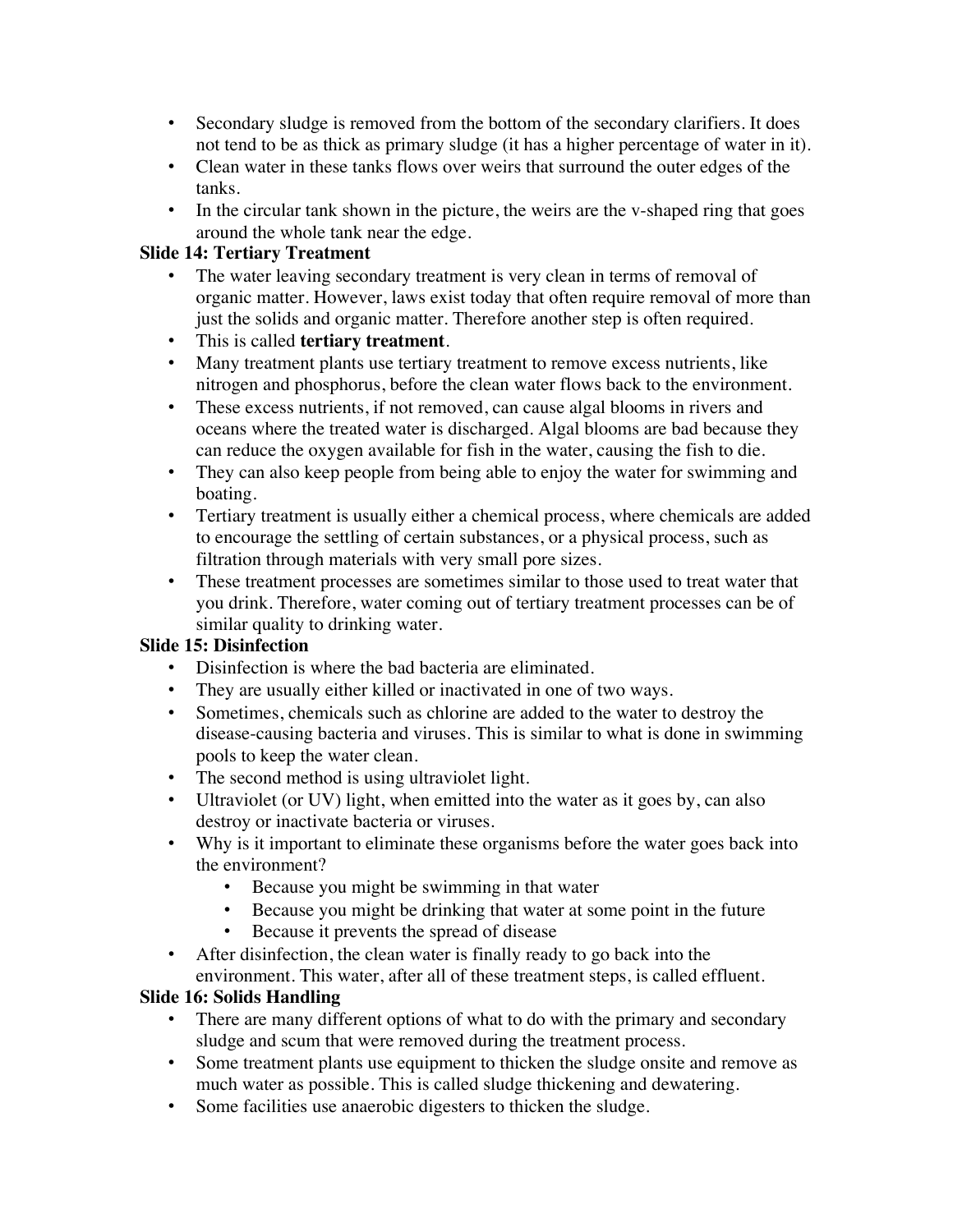- Secondary sludge is removed from the bottom of the secondary clarifiers. It does not tend to be as thick as primary sludge (it has a higher percentage of water in it).
- Clean water in these tanks flows over weirs that surround the outer edges of the tanks.
- In the circular tank shown in the picture, the weirs are the v-shaped ring that goes around the whole tank near the edge.

**Slide 14: Tertiary Treatment**

- The water leaving secondary treatment is very clean in terms of removal of organic matter. However, laws exist today that often require removal of more than just the solids and organic matter. Therefore another step is often required.
- This is called **tertiary treatment**.
- Many treatment plants use tertiary treatment to remove excess nutrients, like nitrogen and phosphorus, before the clean water flows back to the environment.
- These excess nutrients, if not removed, can cause algal blooms in rivers and oceans where the treated water is discharged. Algal blooms are bad because they can reduce the oxygen available for fish in the water, causing the fish to die.
- They can also keep people from being able to enjoy the water for swimming and boating.
- Tertiary treatment is usually either a chemical process, where chemicals are added to encourage the settling of certain substances, or a physical process, such as filtration through materials with very small pore sizes.
- These treatment processes are sometimes similar to those used to treat water that you drink. Therefore, water coming out of tertiary treatment processes can be of similar quality to drinking water.

**Slide 15: Disinfection**

- Disinfection is where the bad bacteria are eliminated.
- They are usually either killed or inactivated in one of two ways.
- Sometimes, chemicals such as chlorine are added to the water to destroy the disease-causing bacteria and viruses. This is similar to what is done in swimming pools to keep the water clean.
- The second method is using ultraviolet light.
- Ultraviolet (or UV) light, when emitted into the water as it goes by, can also destroy or inactivate bacteria or viruses.
- Why is it important to eliminate these organisms before the water goes back into the environment?
    - Because you might be swimming in that water
    - Because you might be drinking that water at some point in the future
    - Because it prevents the spread of disease
- After disinfection, the clean water is finally ready to go back into the environment. This water, after all of these treatment steps, is called effluent.

**Slide 16: Solids Handling**

- There are many different options of what to do with the primary and secondary sludge and scum that were removed during the treatment process.
- Some treatment plants use equipment to thicken the sludge onsite and remove as much water as possible. This is called sludge thickening and dewatering.
- Some facilities use anaerobic digesters to thicken the sludge.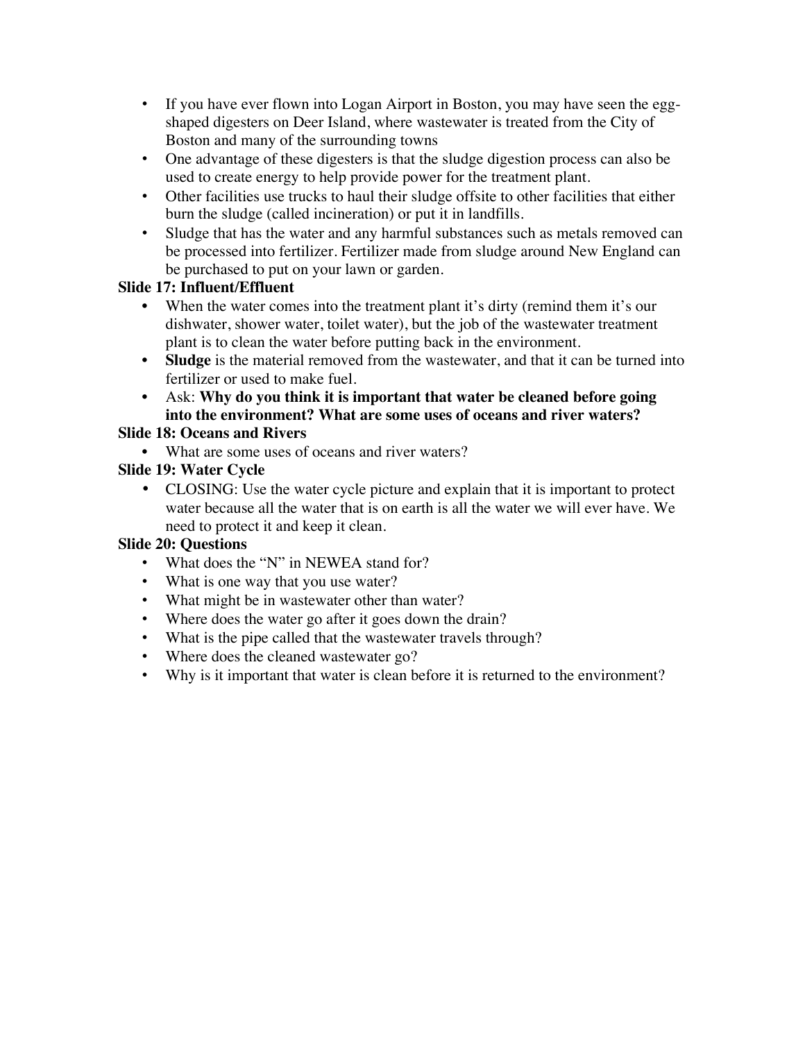- If you have ever flown into Logan Airport in Boston, you may have seen the egg-shaped digesters on Deer Island, where wastewater is treated from the City of Boston and many of the surrounding towns
- One advantage of these digesters is that the sludge digestion process can also be used to create energy to help provide power for the treatment plant.
- Other facilities use trucks to haul their sludge offsite to other facilities that either burn the sludge (called incineration) or put it in landfills.
- Sludge that has the water and any harmful substances such as metals removed can be processed into fertilizer. Fertilizer made from sludge around New England can be purchased to put on your lawn or garden.

**Slide 17: Influent/Effluent**

- When the water comes into the treatment plant it's dirty (remind them it's our dishwater, shower water, toilet water), but the job of the wastewater treatment plant is to clean the water before putting back in the environment.
- **Sludge** is the material removed from the wastewater, and that it can be turned into fertilizer or used to make fuel.
- Ask: **Why do you think it is important that water be cleaned before going into the environment? What are some uses of oceans and river waters?**

**Slide 18: Oceans and Rivers**

- What are some uses of oceans and river waters?

**Slide 19: Water Cycle**

- CLOSING: Use the water cycle picture and explain that it is important to protect water because all the water that is on earth is all the water we will ever have. We need to protect it and keep it clean.

**Slide 20: Questions**

- What does the "N" in NEWEA stand for?
- What is one way that you use water?
- What might be in wastewater other than water?
- Where does the water go after it goes down the drain?
- What is the pipe called that the wastewater travels through?
- Where does the cleaned wastewater go?
- Why is it important that water is clean before it is returned to the environment?